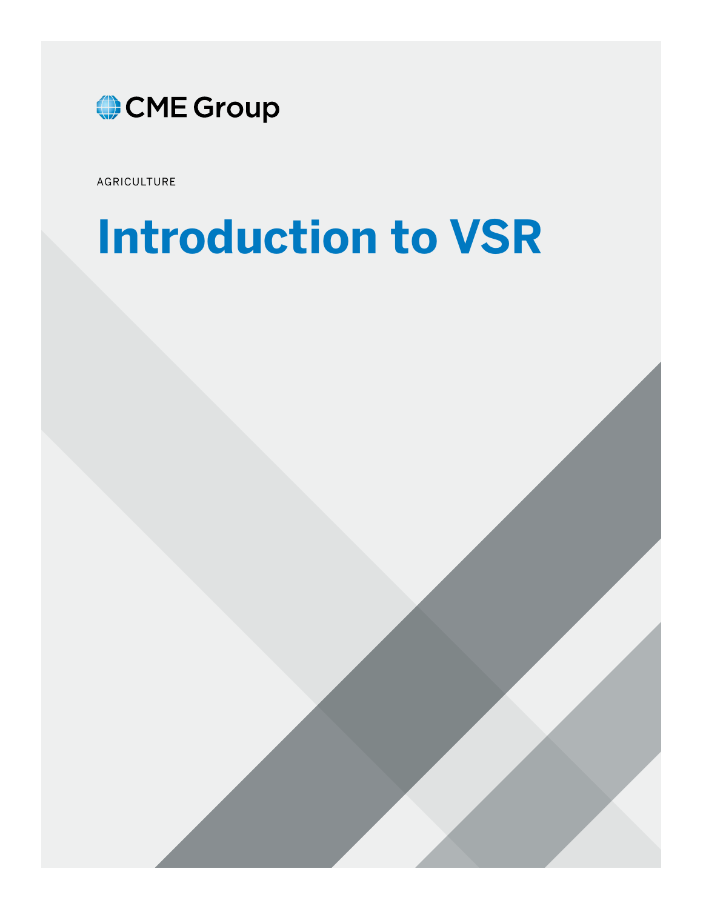CME Group

AGRICULTURE

# Introduction to VSR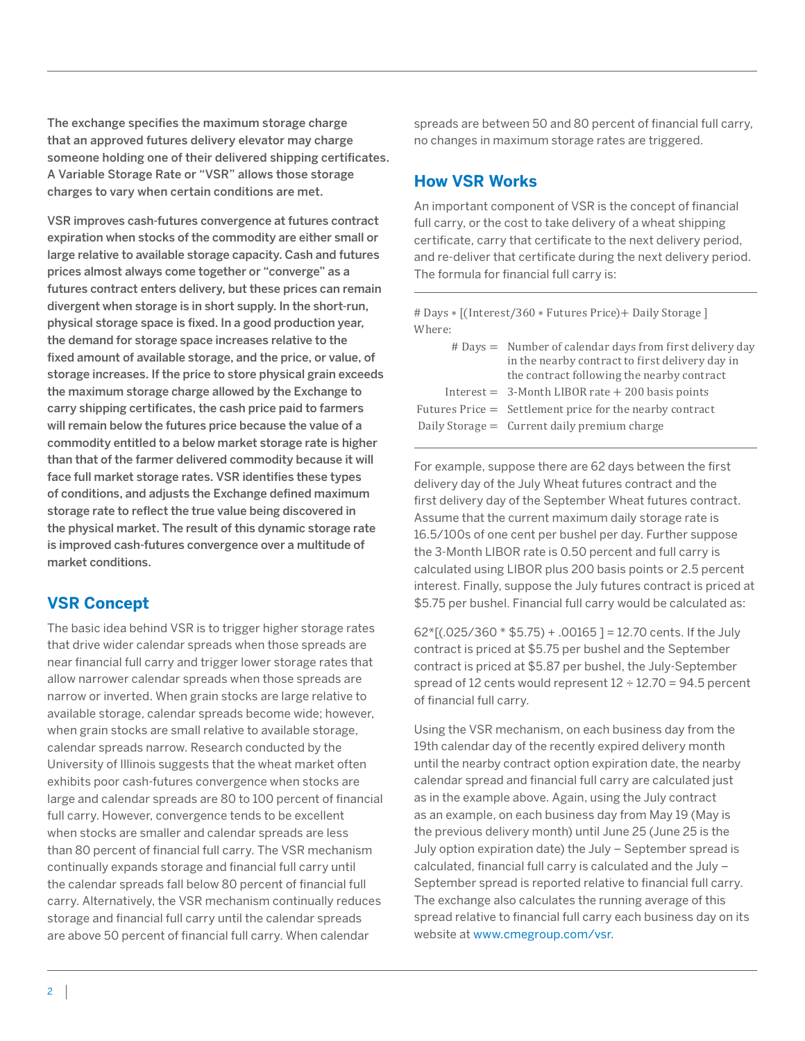**The exchange specifies the maximum storage charge that an approved futures delivery elevator may charge someone holding one of their delivered shipping certificates. A Variable Storage Rate or "VSR" allows those storage charges to vary when certain conditions are met.**

**VSR improves cash-futures convergence at futures contract expiration when stocks of the commodity are either small or large relative to available storage capacity. Cash and futures prices almost always come together or "converge" as a futures contract enters delivery, but these prices can remain divergent when storage is in short supply. In the short-run, physical storage space is fixed. In a good production year, the demand for storage space increases relative to the fixed amount of available storage, and the price, or value, of storage increases. If the price to store physical grain exceeds the maximum storage charge allowed by the Exchange to carry shipping certificates, the cash price paid to farmers will remain below the futures price because the value of a commodity entitled to a below market storage rate is higher than that of the farmer delivered commodity because it will face full market storage rates. VSR identifies these types of conditions, and adjusts the Exchange defined maximum storage rate to reflect the true value being discovered in the physical market. The result of this dynamic storage rate is improved cash-futures convergence over a multitude of market conditions.**

## VSR Concept

The basic idea behind VSR is to trigger higher storage rates that drive wider calendar spreads when those spreads are near financial full carry and trigger lower storage rates that allow narrower calendar spreads when those spreads are narrow or inverted. When grain stocks are large relative to available storage, calendar spreads become wide; however, when grain stocks are small relative to available storage, calendar spreads narrow. Research conducted by the University of Illinois suggests that the wheat market often exhibits poor cash-futures convergence when stocks are large and calendar spreads are 80 to 100 percent of financial full carry. However, convergence tends to be excellent when stocks are smaller and calendar spreads are less than 80 percent of financial full carry. The VSR mechanism continually expands storage and financial full carry until the calendar spreads fall below 80 percent of financial full carry. Alternatively, the VSR mechanism continually reduces storage and financial full carry until the calendar spreads are above 50 percent of financial full carry. When calendar spreads are between 50 and 80 percent of financial full carry, no changes in maximum storage rates are triggered.

## How VSR Works

An important component of VSR is the concept of financial full carry, or the cost to take delivery of a wheat shipping certificate, carry that certificate to the next delivery period, and re-deliver that certificate during the next delivery period. The formula for financial full carry is:

$$\#\text{ Days} * [(\text{Interest}/360 * \text{Futures Price}) + \text{Daily Storage}]$$

Where:

- # Days = Number of calendar days from first delivery day in the nearby contract to first delivery day in the contract following the nearby contract
- Interest = 3-Month LIBOR rate + 200 basis points
- Futures Price = Settlement price for the nearby contract
- Daily Storage = Current daily premium charge

For example, suppose there are 62 days between the first delivery day of the July Wheat futures contract and the first delivery day of the September Wheat futures contract. Assume that the current maximum daily storage rate is 16.5/100s of one cent per bushel per day. Further suppose the 3-Month LIBOR rate is 0.50 percent and full carry is calculated using LIBOR plus 200 basis points or 2.5 percent interest. Finally, suppose the July futures contract is priced at $5.75 per bushel. Financial full carry would be calculated as:

$62*[(.025/360 * \$5.75) + .00165] = 12.70$ cents. If the July contract is priced at $5.75 per bushel and the September contract is priced at $5.87 per bushel, the July-September spread of 12 cents would represent $12 \div 12.70 = 94.5$ percent of financial full carry.

Using the VSR mechanism, on each business day from the 19th calendar day of the recently expired delivery month until the nearby contract option expiration date, the nearby calendar spread and financial full carry are calculated just as in the example above. Again, using the July contract as an example, on each business day from May 19 (May is the previous delivery month) until June 25 (June 25 is the July option expiration date) the July – September spread is calculated, financial full carry is calculated and the July – September spread is reported relative to financial full carry. The exchange also calculates the running average of this spread relative to financial full carry each business day on its website at www.cmegroup.com/vsr.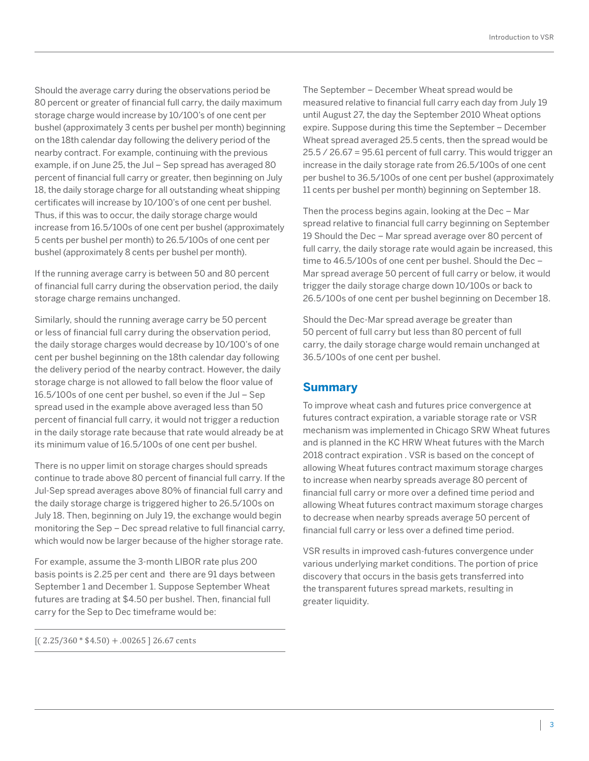Should the average carry during the observations period be 80 percent or greater of financial full carry, the daily maximum storage charge would increase by 10/100's of one cent per bushel (approximately 3 cents per bushel per month) beginning on the 18th calendar day following the delivery period of the nearby contract. For example, continuing with the previous example, if on June 25, the Jul – Sep spread has averaged 80 percent of financial full carry or greater, then beginning on July 18, the daily storage charge for all outstanding wheat shipping certificates will increase by 10/100's of one cent per bushel. Thus, if this was to occur, the daily storage charge would increase from 16.5/100s of one cent per bushel (approximately 5 cents per bushel per month) to 26.5/100s of one cent per bushel (approximately 8 cents per bushel per month).

If the running average carry is between 50 and 80 percent of financial full carry during the observation period, the daily storage charge remains unchanged.

Similarly, should the running average carry be 50 percent or less of financial full carry during the observation period, the daily storage charges would decrease by 10/100's of one cent per bushel beginning on the 18th calendar day following the delivery period of the nearby contract. However, the daily storage charge is not allowed to fall below the floor value of 16.5/100s of one cent per bushel, so even if the Jul – Sep spread used in the example above averaged less than 50 percent of financial full carry, it would not trigger a reduction in the daily storage rate because that rate would already be at its minimum value of 16.5/100s of one cent per bushel.

There is no upper limit on storage charges should spreads continue to trade above 80 percent of financial full carry. If the Jul-Sep spread averages above 80% of financial full carry and the daily storage charge is triggered higher to 26.5/100s on July 18. Then, beginning on July 19, the exchange would begin monitoring the Sep – Dec spread relative to full financial carry, which would now be larger because of the higher storage rate.

For example, assume the 3-month LIBOR rate plus 200 basis points is 2.25 per cent and there are 91 days between September 1 and December 1. Suppose September Wheat futures are trading at $4.50 per bushel. Then, financial full carry for the Sep to Dec timeframe would be:

$$[( 2.25/360 * \$4.50) + .00265 ]\ 26.67 \text{ cents}$$

The September – December Wheat spread would be measured relative to financial full carry each day from July 19 until August 27, the day the September 2010 Wheat options expire. Suppose during this time the September – December Wheat spread averaged 25.5 cents, then the spread would be 25.5 / 26.67 = 95.61 percent of full carry. This would trigger an increase in the daily storage rate from 26.5/100s of one cent per bushel to 36.5/100s of one cent per bushel (approximately 11 cents per bushel per month) beginning on September 18.

Then the process begins again, looking at the Dec – Mar spread relative to financial full carry beginning on September 19 Should the Dec – Mar spread average over 80 percent of full carry, the daily storage rate would again be increased, this time to 46.5/100s of one cent per bushel. Should the Dec – Mar spread average 50 percent of full carry or below, it would trigger the daily storage charge down 10/100s or back to 26.5/100s of one cent per bushel beginning on December 18.

Should the Dec-Mar spread average be greater than 50 percent of full carry but less than 80 percent of full carry, the daily storage charge would remain unchanged at 36.5/100s of one cent per bushel.

## Summary

To improve wheat cash and futures price convergence at futures contract expiration, a variable storage rate or VSR mechanism was implemented in Chicago SRW Wheat futures and is planned in the KC HRW Wheat futures with the March 2018 contract expiration . VSR is based on the concept of allowing Wheat futures contract maximum storage charges to increase when nearby spreads average 80 percent of financial full carry or more over a defined time period and allowing Wheat futures contract maximum storage charges to decrease when nearby spreads average 50 percent of financial full carry or less over a defined time period.

VSR results in improved cash-futures convergence under various underlying market conditions. The portion of price discovery that occurs in the basis gets transferred into the transparent futures spread markets, resulting in greater liquidity.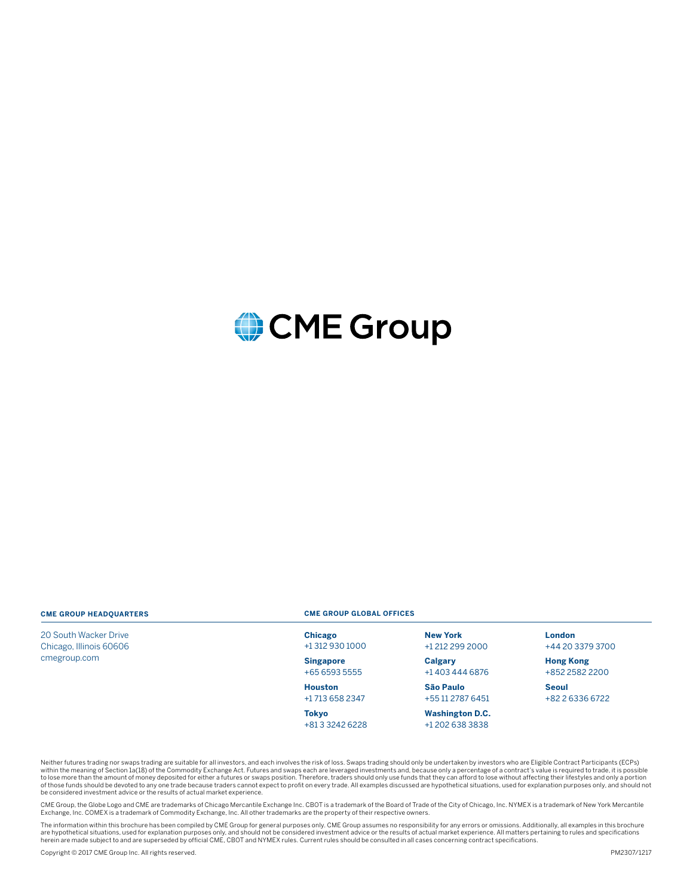CME Group

**CME GROUP HEADQUARTERS**

20 South Wacker Drive
Chicago, Illinois 60606
cmegroup.com

**CME GROUP GLOBAL OFFICES**

**Chicago**
+1 312 930 1000

**Singapore**
+65 6593 5555

**Houston**
+1 713 658 2347

**Tokyo**
+81 3 3242 6228

**New York**
+1 212 299 2000

**Calgary**
+1 403 444 6876

**São Paulo**
+55 11 2787 6451

**Washington D.C.**
+1 202 638 3838

**London**
+44 20 3379 3700

**Hong Kong**
+852 2582 2200

**Seoul**
+82 2 6336 6722

Neither futures trading nor swaps trading are suitable for all investors, and each involves the risk of loss. Swaps trading should only be undertaken by investors who are Eligible Contract Participants (ECPs) within the meaning of Section 1a(18) of the Commodity Exchange Act. Futures and swaps each are leveraged investments and, because only a percentage of a contract's value is required to trade, it is possible to lose more than the amount of money deposited for either a futures or swaps position. Therefore, traders should only use funds that they can afford to lose without affecting their lifestyles and only a portion of those funds should be devoted to any one trade because traders cannot expect to profit on every trade. All examples discussed are hypothetical situations, used for explanation purposes only, and should not be considered investment advice or the results of actual market experience.

CME Group, the Globe Logo and CME are trademarks of Chicago Mercantile Exchange Inc. CBOT is a trademark of the Board of Trade of the City of Chicago, Inc. NYMEX is a trademark of New York Mercantile Exchange, Inc. COMEX is a trademark of Commodity Exchange, Inc. All other trademarks are the property of their respective owners.

The information within this brochure has been compiled by CME Group for general purposes only. CME Group assumes no responsibility for any errors or omissions. Additionally, all examples in this brochure are hypothetical situations, used for explanation purposes only, and should not be considered investment advice or the results of actual market experience. All matters pertaining to rules and specifications herein are made subject to and are superseded by official CME, CBOT and NYMEX rules. Current rules should be consulted in all cases concerning contract specifications.

Copyright © 2017 CME Group Inc. All rights reserved.

PM2307/1217